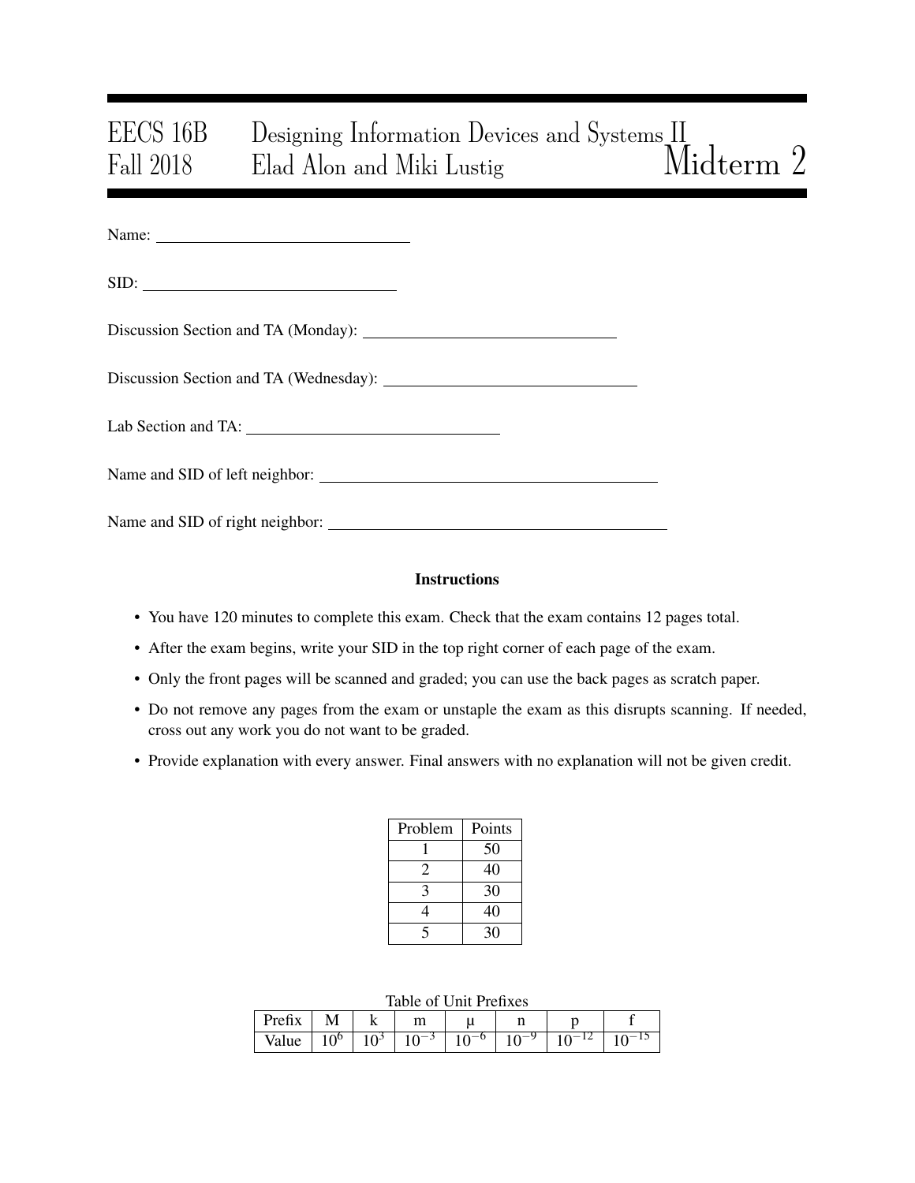# EECS 16B Designing Information Devices and Systems II
# Fall 2018 Elad Alon and Miki Lustig — Midterm 2

Name: ______________________________

SID: ______________________________

Discussion Section and TA (Monday): ______________________________

Discussion Section and TA (Wednesday): ______________________________

Lab Section and TA: ______________________________

Name and SID of left neighbor: ______________________________

Name and SID of right neighbor: ______________________________

**Instructions**

- You have 120 minutes to complete this exam. Check that the exam contains 12 pages total.
- After the exam begins, write your SID in the top right corner of each page of the exam.
- Only the front pages will be scanned and graded; you can use the back pages as scratch paper.
- Do not remove any pages from the exam or unstaple the exam as this disrupts scanning. If needed, cross out any work you do not want to be graded.
- Provide explanation with every answer. Final answers with no explanation will not be given credit.

| Problem | Points |
|---|---|
| 1 | 50 |
| 2 | 40 |
| 3 | 30 |
| 4 | 40 |
| 5 | 30 |

Table of Unit Prefixes

| Prefix | M | k | m | μ | n | p | f |
|---|---|---|---|---|---|---|---|
| Value | $10^6$ | $10^3$ | $10^{-3}$ | $10^{-6}$ | $10^{-9}$ | $10^{-12}$ | $10^{-15}$ |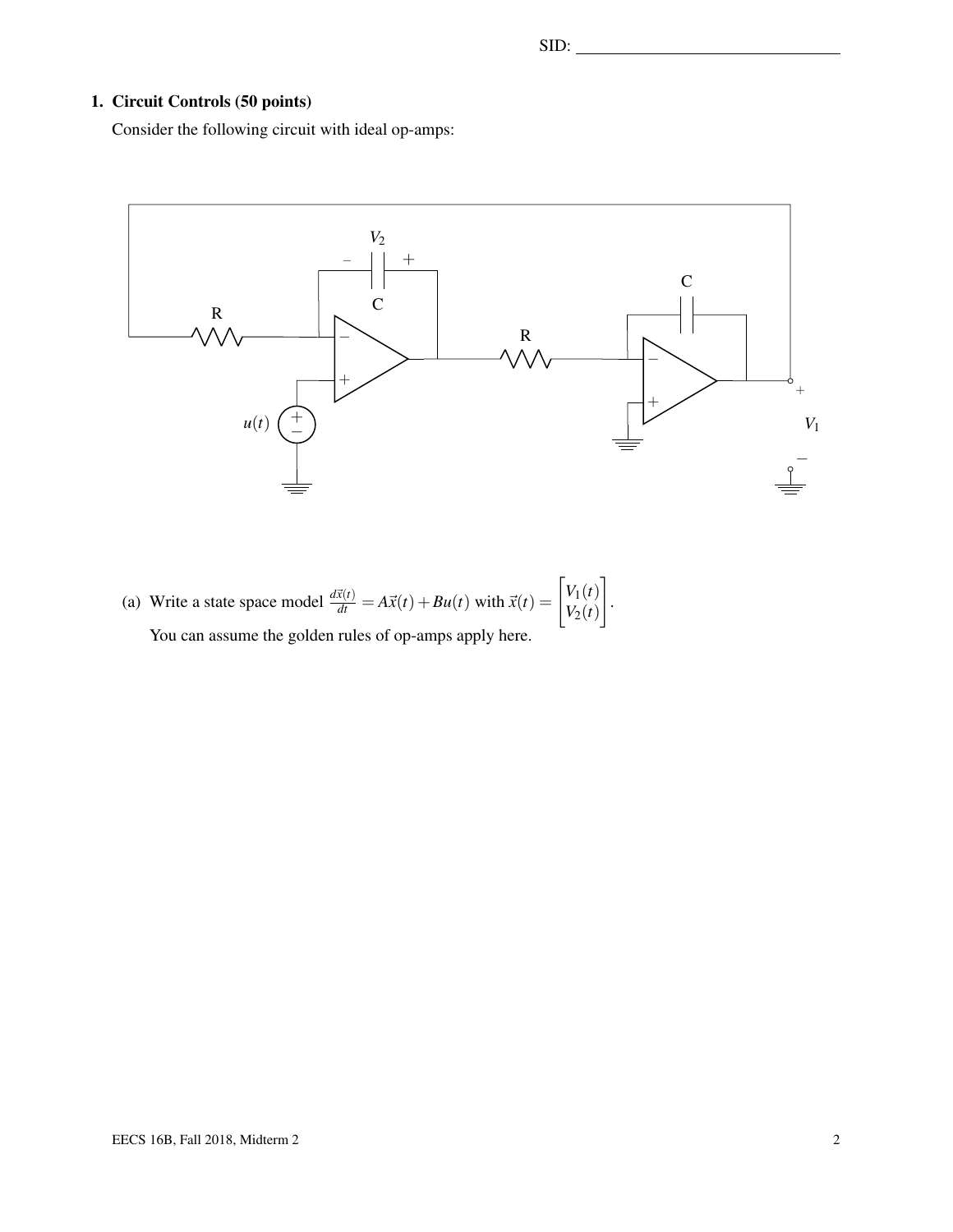**1. Circuit Controls (50 points)**

Consider the following circuit with ideal op-amps:

(a) Write a state space model $\frac{d\vec{x}(t)}{dt} = A\vec{x}(t) + Bu(t)$ with $\vec{x}(t) = \begin{bmatrix} V_1(t) \\ V_2(t) \end{bmatrix}$.

You can assume the golden rules of op-amps apply here.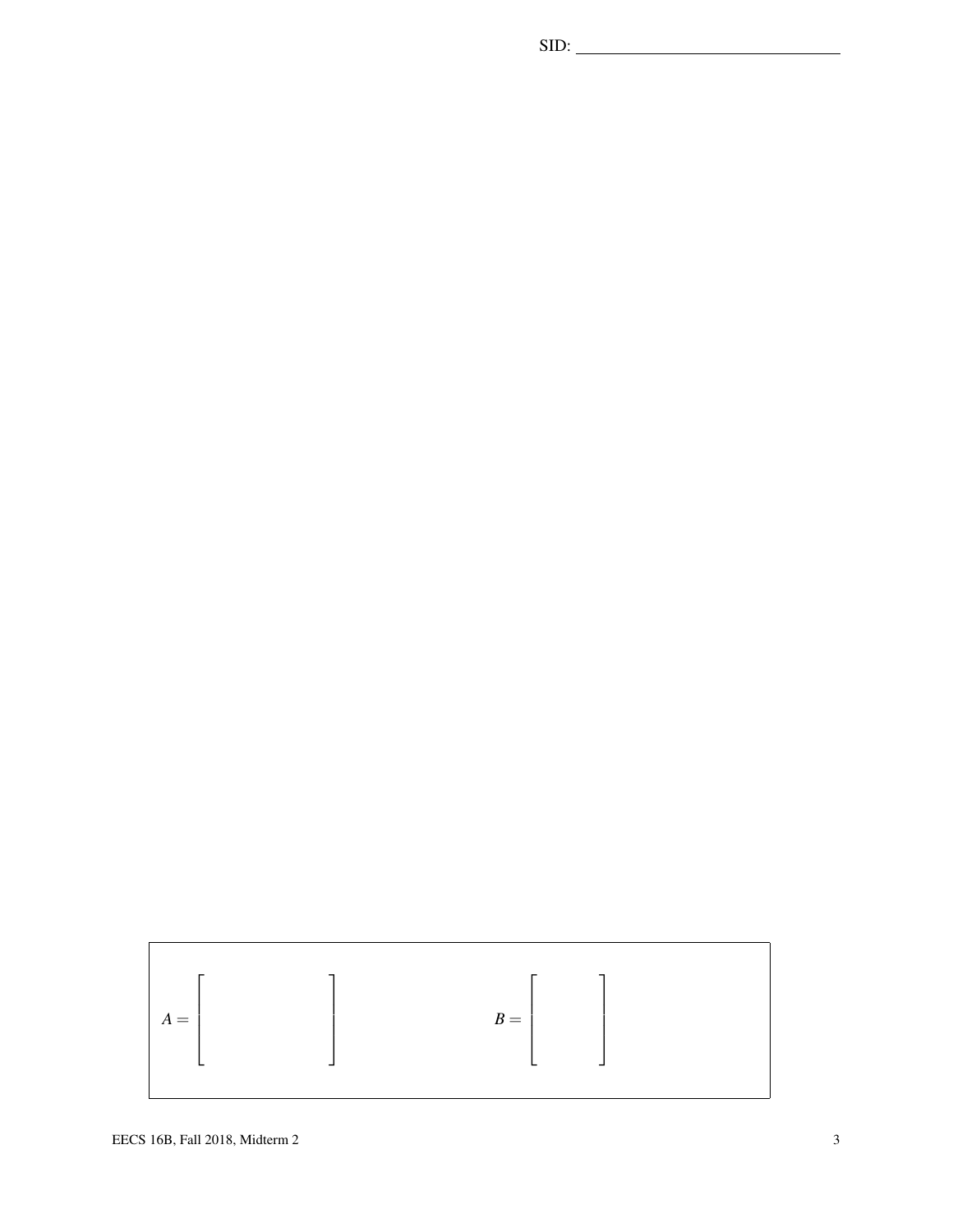$$A = \begin{bmatrix} \quad & \quad & \quad \\ \quad & \quad & \quad \end{bmatrix} \qquad\qquad B = \begin{bmatrix} \quad \\ \quad \end{bmatrix}$$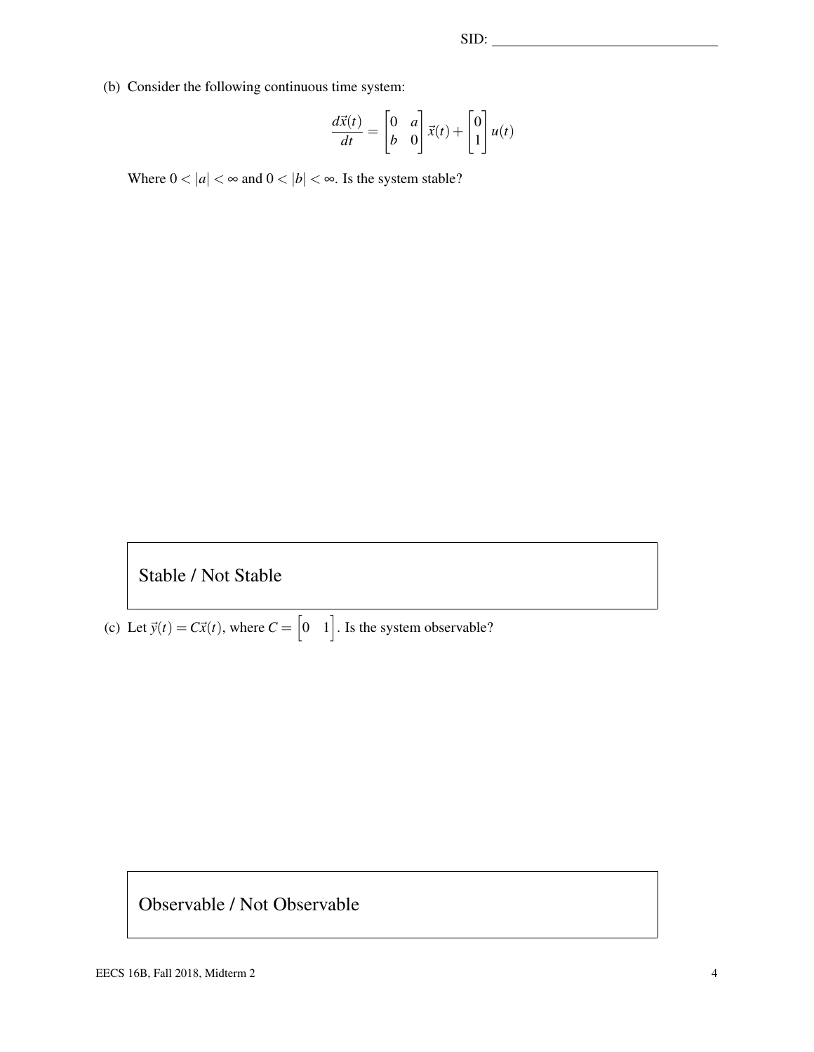(b) Consider the following continuous time system:

$$\frac{d\vec{x}(t)}{dt} = \begin{bmatrix} 0 & a \\ b & 0 \end{bmatrix} \vec{x}(t) + \begin{bmatrix} 0 \\ 1 \end{bmatrix} u(t)$$

Where $0 < |a| < \infty$ and $0 < |b| < \infty$. Is the system stable?

Stable / Not Stable

(c) Let $\vec{y}(t) = C\vec{x}(t)$, where $C = \begin{bmatrix} 0 & 1 \end{bmatrix}$. Is the system observable?

Observable / Not Observable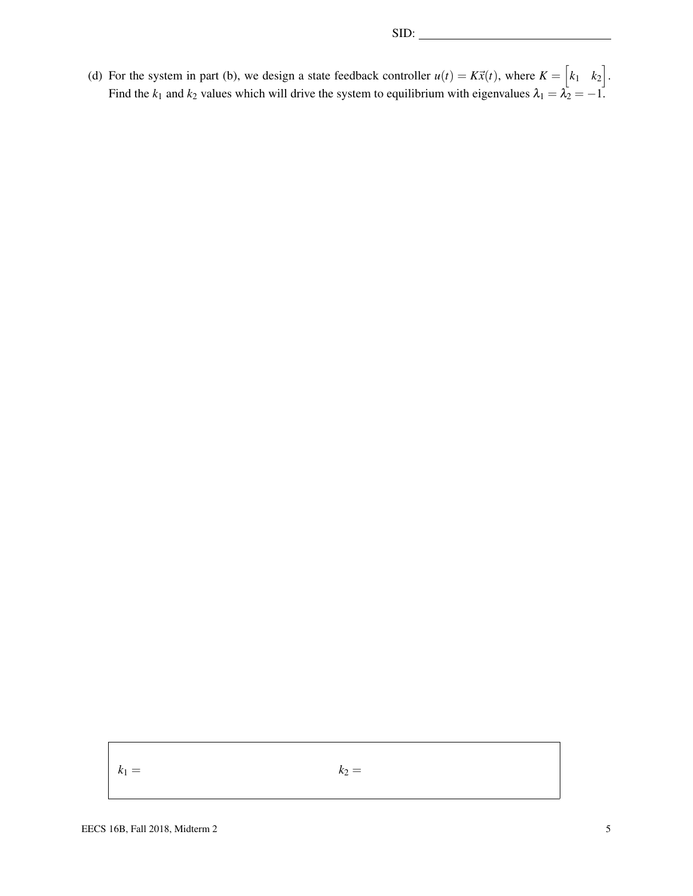(d) For the system in part (b), we design a state feedback controller $u(t) = K\vec{x}(t)$, where $K = \begin{bmatrix} k_1 & k_2 \end{bmatrix}$. Find the $k_1$ and $k_2$ values which will drive the system to equilibrium with eigenvalues $\lambda_1 = \lambda_2 = -1$.

$k_1 =$ $\qquad\qquad\qquad\qquad$ $k_2 =$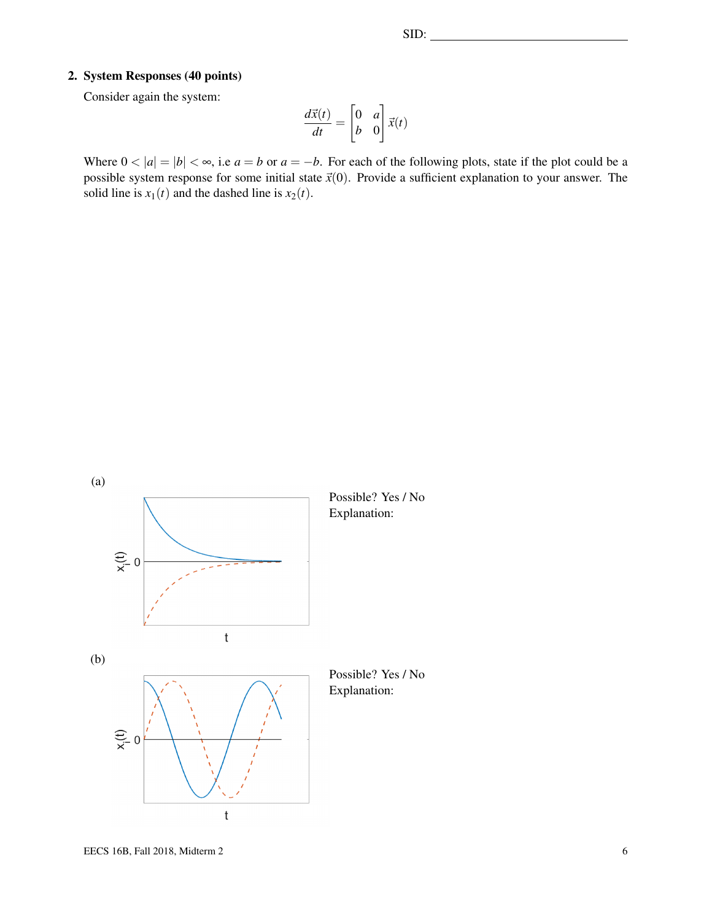**2. System Responses (40 points)**

Consider again the system:

$$\frac{d\vec{x}(t)}{dt} = \begin{bmatrix} 0 & a \\ b & 0 \end{bmatrix} \vec{x}(t)$$

Where $0 < |a| = |b| < \infty$, i.e $a = b$ or $a = -b$. For each of the following plots, state if the plot could be a possible system response for some initial state $\vec{x}(0)$. Provide a sufficient explanation to your answer. The solid line is $x_1(t)$ and the dashed line is $x_2(t)$.

(a)

Possible? Yes / No

Explanation:

(b)

Possible? Yes / No

Explanation: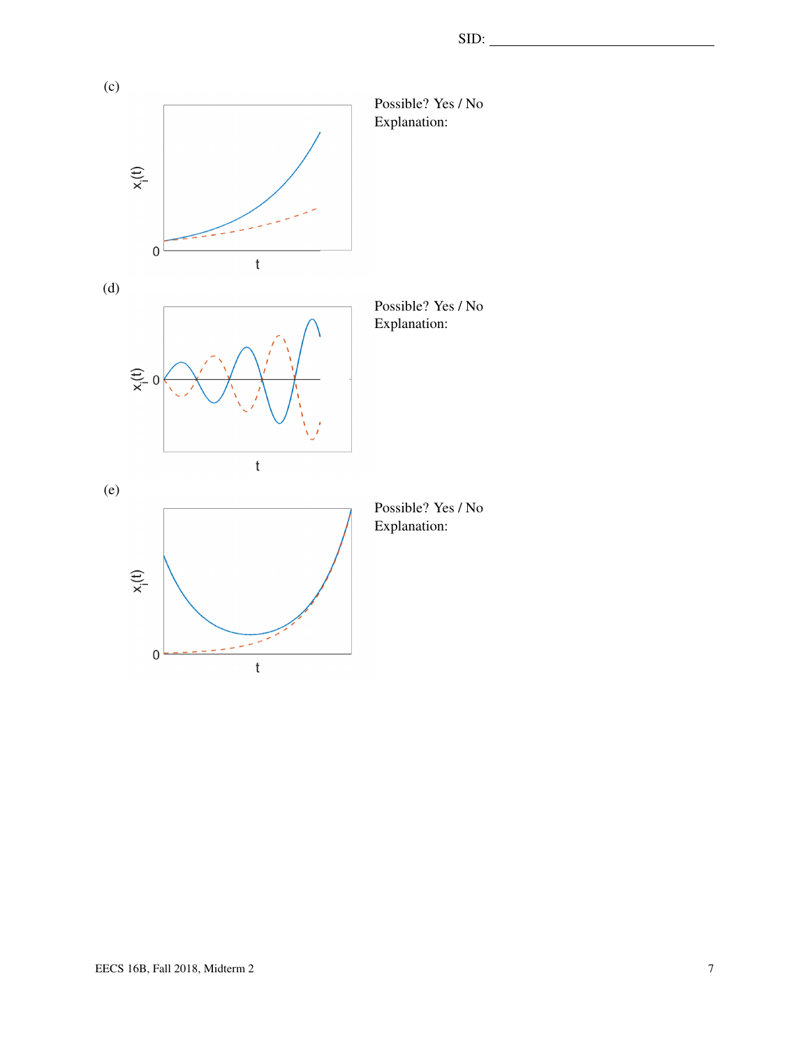(c)

Possible? Yes / No
Explanation:

(d)

Possible? Yes / No
Explanation:

(e)

Possible? Yes / No
Explanation: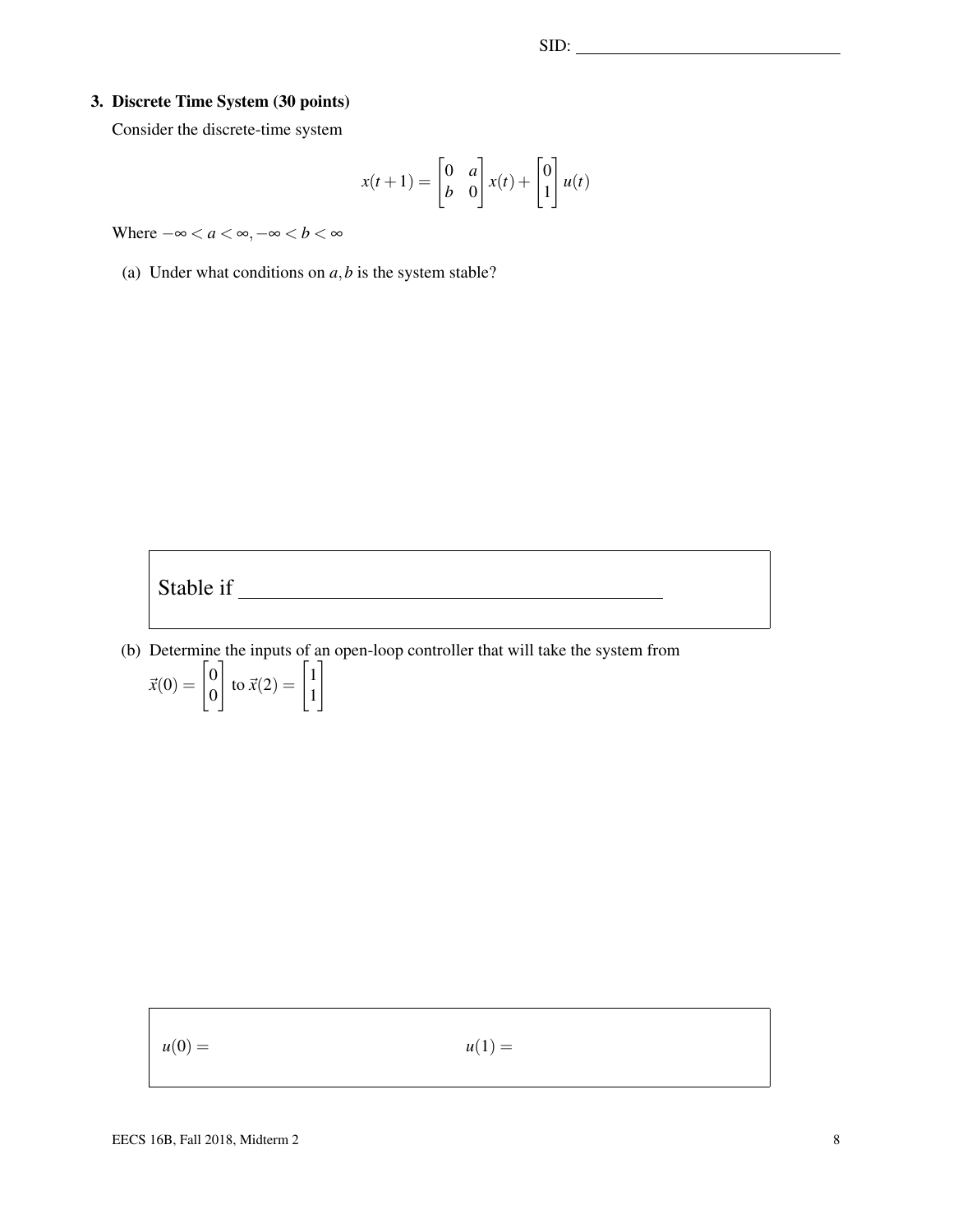## 3. Discrete Time System (30 points)

Consider the discrete-time system

$$x(t+1) = \begin{bmatrix} 0 & a \\ b & 0 \end{bmatrix} x(t) + \begin{bmatrix} 0 \\ 1 \end{bmatrix} u(t)$$

Where $-\infty < a < \infty, -\infty < b < \infty$

(a) Under what conditions on $a, b$ is the system stable?

Stable if ______________________________

(b) Determine the inputs of an open-loop controller that will take the system from $\vec{x}(0) = \begin{bmatrix} 0 \\ 0 \end{bmatrix}$ to $\vec{x}(2) = \begin{bmatrix} 1 \\ 1 \end{bmatrix}$

$u(0) =$ $u(1) =$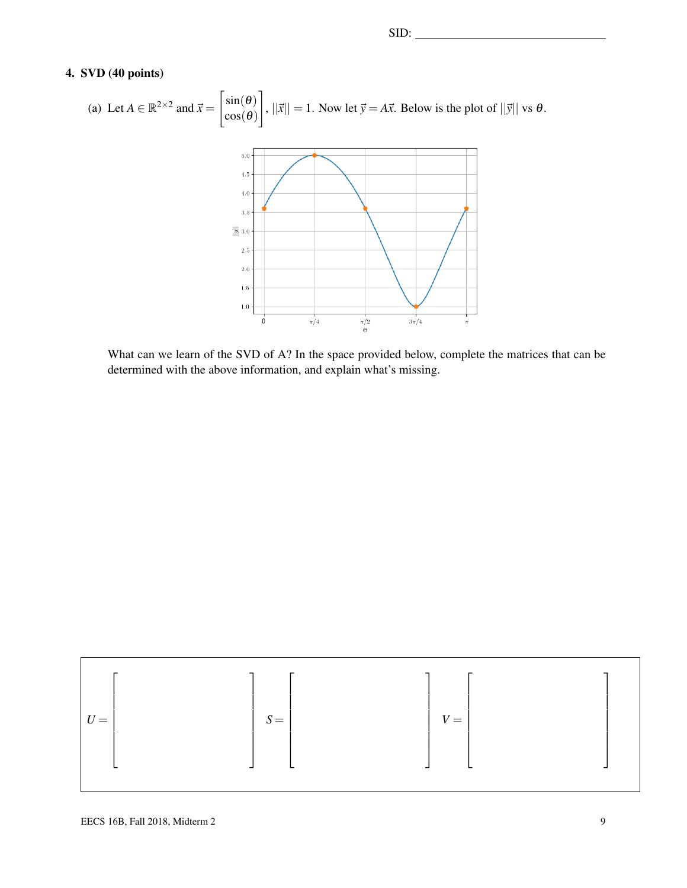SID: ______________________________

## 4. SVD (40 points)

(a) Let $A \in \mathbb{R}^{2\times 2}$ and $\vec{x} = \begin{bmatrix} \sin(\theta) \\ \cos(\theta) \end{bmatrix}$, $||\vec{x}|| = 1$. Now let $\vec{y} = A\vec{x}$. Below is the plot of $||\vec{y}||$ vs $\theta$.

What can we learn of the SVD of A? In the space provided below, complete the matrices that can be determined with the above information, and explain what's missing.

$$U = \begin{bmatrix} \quad & \quad \\ \quad & \quad \end{bmatrix} \quad S = \begin{bmatrix} \quad & \quad \\ \quad & \quad \end{bmatrix} \quad V = \begin{bmatrix} \quad & \quad \\ \quad & \quad \end{bmatrix}$$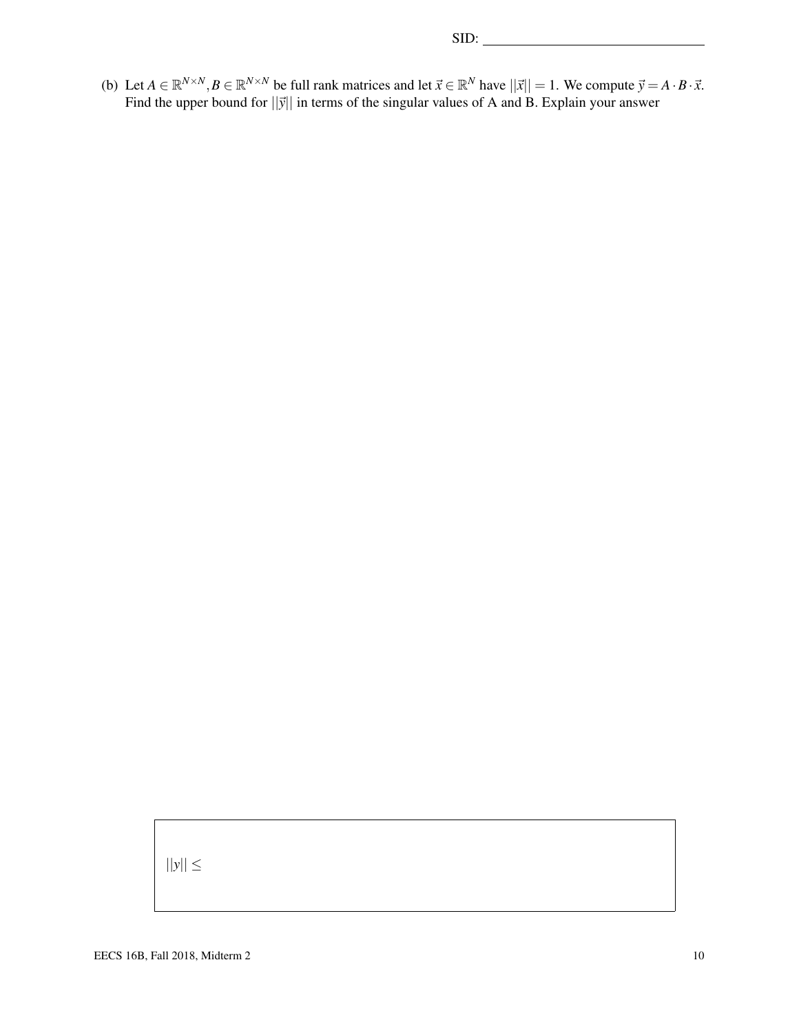SID: 

(b) Let $A \in \mathbb{R}^{N \times N}, B \in \mathbb{R}^{N \times N}$ be full rank matrices and let $\vec{x} \in \mathbb{R}^N$ have $||\vec{x}|| = 1$. We compute $\vec{y} = A \cdot B \cdot \vec{x}$. Find the upper bound for $||\vec{y}||$ in terms of the singular values of A and B. Explain your answer

$||y|| \leq$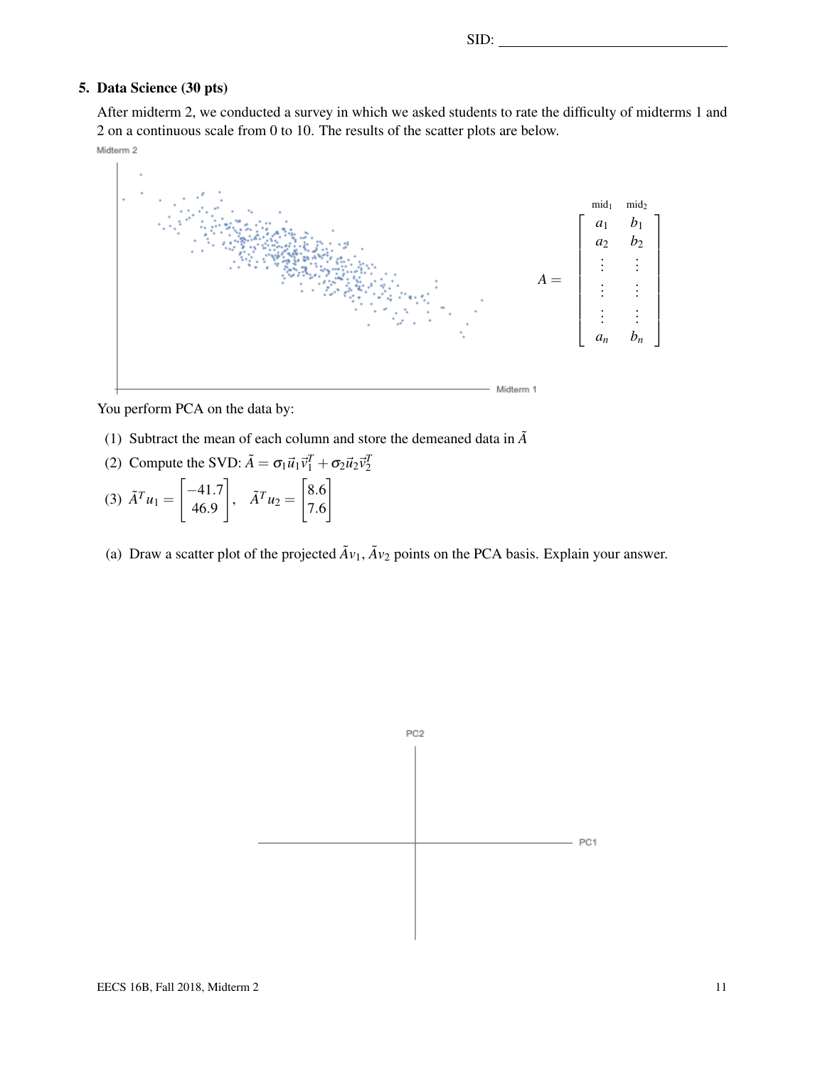## 5. Data Science (30 pts)

After midterm 2, we conducted a survey in which we asked students to rate the difficulty of midterms 1 and 2 on a continuous scale from 0 to 10. The results of the scatter plots are below.

$$A = \begin{bmatrix} a_1 & b_1 \\ a_2 & b_2 \\ \vdots & \vdots \\ \vdots & \vdots \\ \vdots & \vdots \\ a_n & b_n \end{bmatrix}$$

(columns labeled $\text{mid}_1$ and $\text{mid}_2$)

You perform PCA on the data by:

(1) Subtract the mean of each column and store the demeaned data in $\tilde{A}$

(2) Compute the SVD: $\tilde{A} = \sigma_1 \vec{u}_1 \vec{v}_1^T + \sigma_2 \vec{u}_2 \vec{v}_2^T$

(3) $\tilde{A}^T u_1 = \begin{bmatrix} -41.7 \\ 46.9 \end{bmatrix}, \quad \tilde{A}^T u_2 = \begin{bmatrix} 8.6 \\ 7.6 \end{bmatrix}$

(a) Draw a scatter plot of the projected $\tilde{A}v_1, \tilde{A}v_2$ points on the PCA basis. Explain your answer.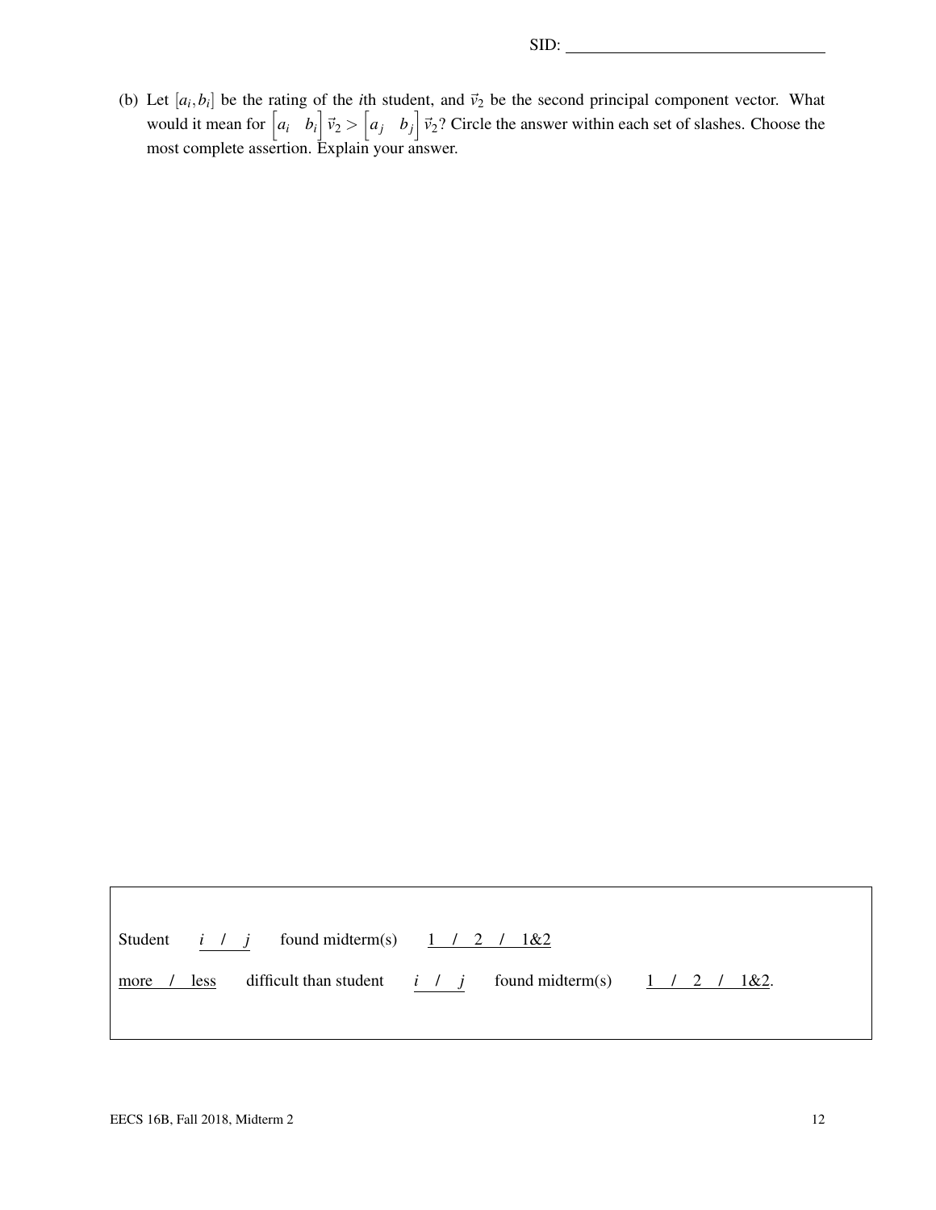SID: \_\_\_\_\_\_\_\_\_\_\_\_\_\_\_\_\_\_\_\_\_\_\_\_\_\_\_\_\_\_

(b) Let $[a_i, b_i]$ be the rating of the $i$th student, and $\vec{v}_2$ be the second principal component vector. What would it mean for $\begin{bmatrix} a_i & b_i \end{bmatrix} \vec{v}_2 > \begin{bmatrix} a_j & b_j \end{bmatrix} \vec{v}_2$? Circle the answer within each set of slashes. Choose the most complete assertion. Explain your answer.

Student $i$ / $j$ found midterm(s) 1 / 2 / 1&2

more / less difficult than student $i$ / $j$ found midterm(s) 1 / 2 / 1&2.